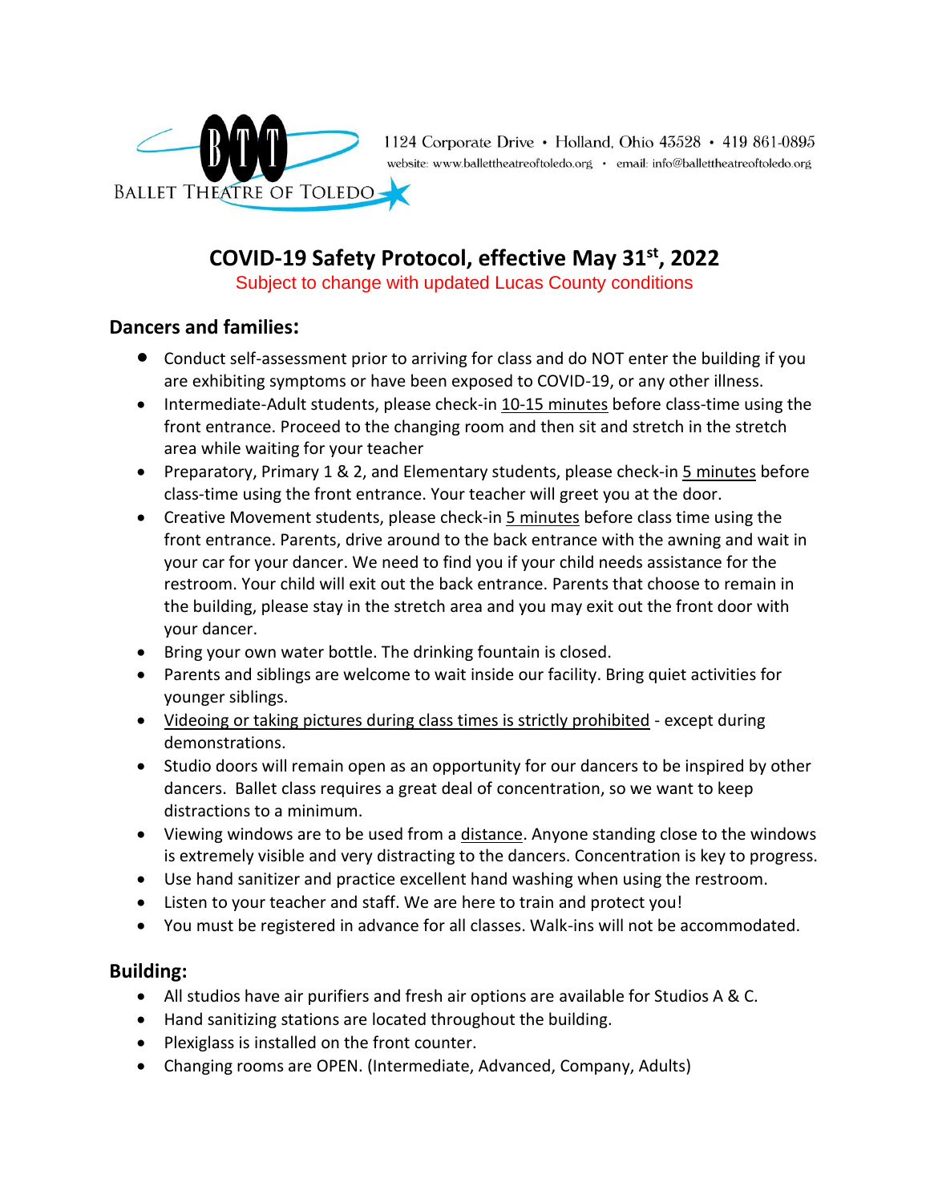BALLET THEATRE OF TOLEDO

1124 Corporate Drive • Holland, Ohio 43528 • 419 861-0895
website: www.ballettheatreoftoledo.org • email: info@ballettheatreoftoledo.org

# COVID-19 Safety Protocol, effective May 31st, 2022

Subject to change with updated Lucas County conditions

## Dancers and families:

- Conduct self-assessment prior to arriving for class and do NOT enter the building if you are exhibiting symptoms or have been exposed to COVID-19, or any other illness.
- Intermediate-Adult students, please check-in 10-15 minutes before class-time using the front entrance. Proceed to the changing room and then sit and stretch in the stretch area while waiting for your teacher
- Preparatory, Primary 1 & 2, and Elementary students, please check-in 5 minutes before class-time using the front entrance. Your teacher will greet you at the door.
- Creative Movement students, please check-in 5 minutes before class time using the front entrance. Parents, drive around to the back entrance with the awning and wait in your car for your dancer. We need to find you if your child needs assistance for the restroom. Your child will exit out the back entrance. Parents that choose to remain in the building, please stay in the stretch area and you may exit out the front door with your dancer.
- Bring your own water bottle. The drinking fountain is closed.
- Parents and siblings are welcome to wait inside our facility. Bring quiet activities for younger siblings.
- Videoing or taking pictures during class times is strictly prohibited - except during demonstrations.
- Studio doors will remain open as an opportunity for our dancers to be inspired by other dancers. Ballet class requires a great deal of concentration, so we want to keep distractions to a minimum.
- Viewing windows are to be used from a distance. Anyone standing close to the windows is extremely visible and very distracting to the dancers. Concentration is key to progress.
- Use hand sanitizer and practice excellent hand washing when using the restroom.
- Listen to your teacher and staff. We are here to train and protect you!
- You must be registered in advance for all classes. Walk-ins will not be accommodated.

## Building:

- All studios have air purifiers and fresh air options are available for Studios A & C.
- Hand sanitizing stations are located throughout the building.
- Plexiglass is installed on the front counter.
- Changing rooms are OPEN. (Intermediate, Advanced, Company, Adults)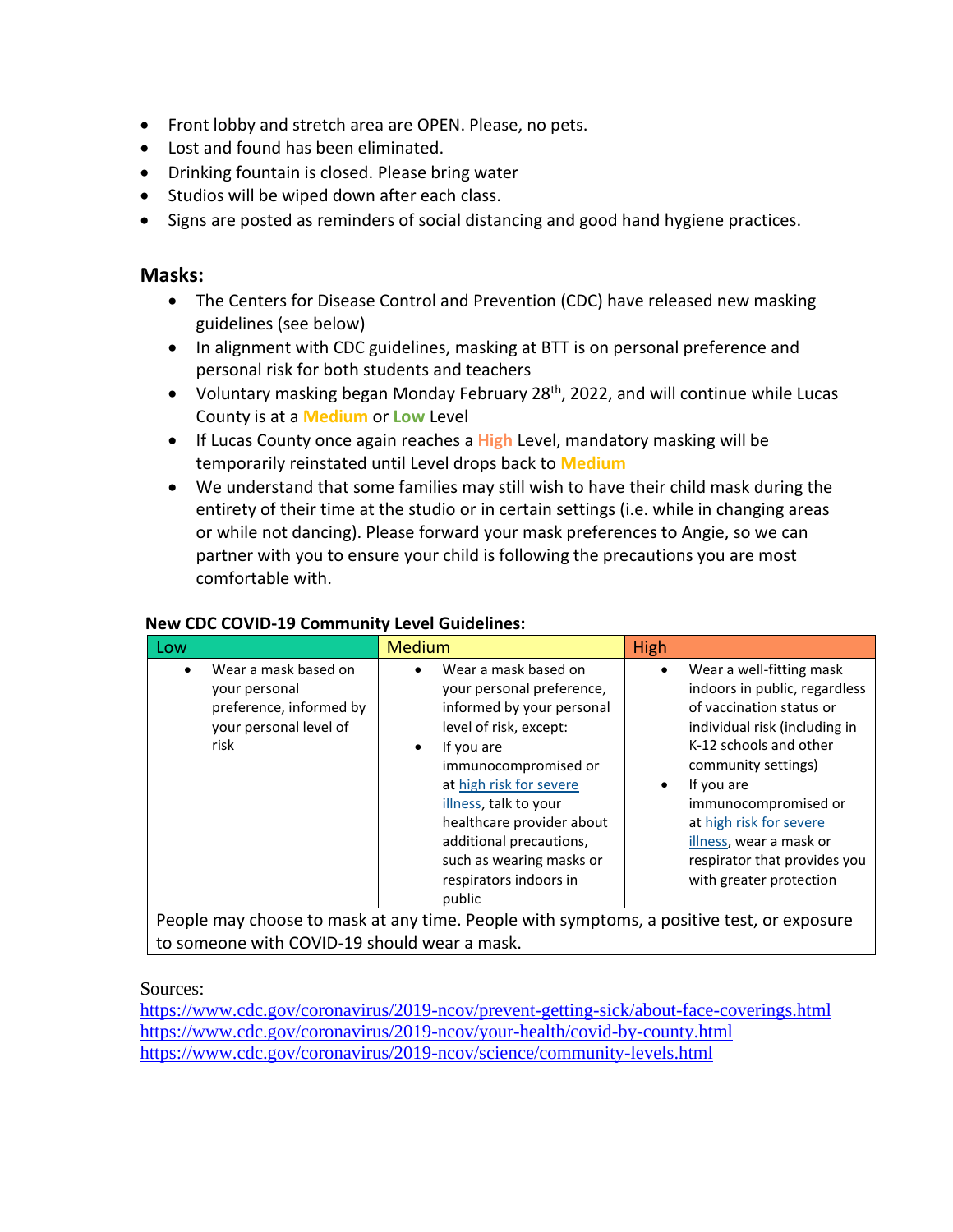- Front lobby and stretch area are OPEN. Please, no pets.
- Lost and found has been eliminated.
- Drinking fountain is closed. Please bring water
- Studios will be wiped down after each class.
- Signs are posted as reminders of social distancing and good hand hygiene practices.

## Masks:

- The Centers for Disease Control and Prevention (CDC) have released new masking guidelines (see below)
- In alignment with CDC guidelines, masking at BTT is on personal preference and personal risk for both students and teachers
- Voluntary masking began Monday February 28th, 2022, and will continue while Lucas County is at a **Medium** or **Low** Level
- If Lucas County once again reaches a **High** Level, mandatory masking will be temporarily reinstated until Level drops back to **Medium**
- We understand that some families may still wish to have their child mask during the entirety of their time at the studio or in certain settings (i.e. while in changing areas or while not dancing). Please forward your mask preferences to Angie, so we can partner with you to ensure your child is following the precautions you are most comfortable with.

**New CDC COVID-19 Community Level Guidelines:**

| Low | Medium | High |
|---|---|---|
| • Wear a mask based on your personal preference, informed by your personal level of risk | • Wear a mask based on your personal preference, informed by your personal level of risk, except:<br>• If you are immunocompromised or at high risk for severe illness, talk to your healthcare provider about additional precautions, such as wearing masks or respirators indoors in public | • Wear a well-fitting mask indoors in public, regardless of vaccination status or individual risk (including in K-12 schools and other community settings)<br>• If you are immunocompromised or at high risk for severe illness, wear a mask or respirator that provides you with greater protection |
| People may choose to mask at any time. People with symptoms, a positive test, or exposure to someone with COVID-19 should wear a mask. | | |

Sources:
https://www.cdc.gov/coronavirus/2019-ncov/prevent-getting-sick/about-face-coverings.html
https://www.cdc.gov/coronavirus/2019-ncov/your-health/covid-by-county.html
https://www.cdc.gov/coronavirus/2019-ncov/science/community-levels.html